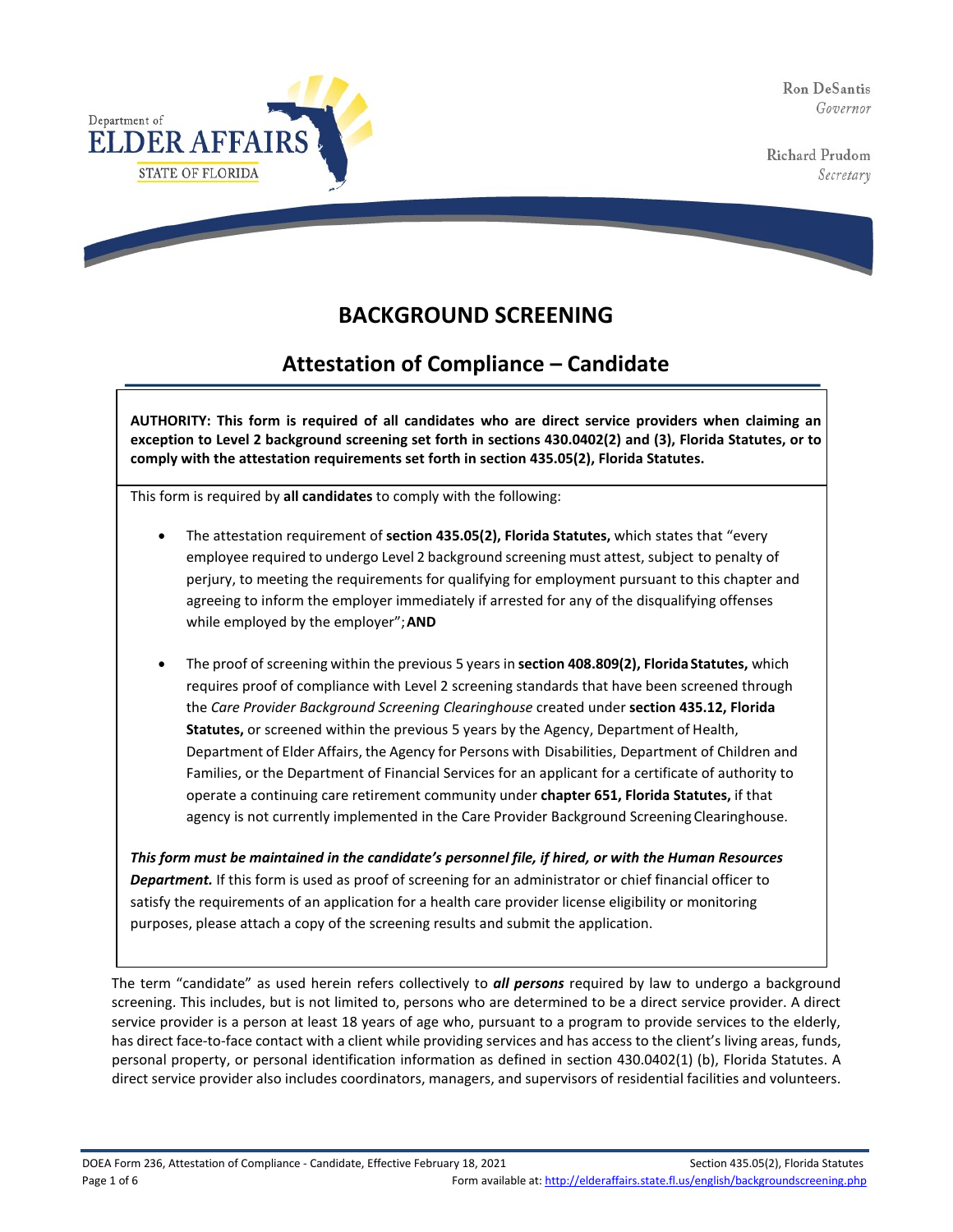Department of
ELDER AFFAIRS
STATE OF FLORIDA

Ron DeSantis
*Governor*

Richard Prudom
*Secretary*

# BACKGROUND SCREENING

## Attestation of Compliance – Candidate

**AUTHORITY: This form is required of all candidates who are direct service providers when claiming an exception to Level 2 background screening set forth in sections 430.0402(2) and (3), Florida Statutes, or to comply with the attestation requirements set forth in section 435.05(2), Florida Statutes.**

This form is required by **all candidates** to comply with the following:

- The attestation requirement of **section 435.05(2), Florida Statutes,** which states that "every employee required to undergo Level 2 background screening must attest, subject to penalty of perjury, to meeting the requirements for qualifying for employment pursuant to this chapter and agreeing to inform the employer immediately if arrested for any of the disqualifying offenses while employed by the employer"; **AND**

- The proof of screening within the previous 5 years in **section 408.809(2), Florida Statutes,** which requires proof of compliance with Level 2 screening standards that have been screened through the *Care Provider Background Screening Clearinghouse* created under **section 435.12, Florida Statutes,** or screened within the previous 5 years by the Agency, Department of Health, Department of Elder Affairs, the Agency for Persons with Disabilities, Department of Children and Families, or the Department of Financial Services for an applicant for a certificate of authority to operate a continuing care retirement community under **chapter 651, Florida Statutes,** if that agency is not currently implemented in the Care Provider Background Screening Clearinghouse.

***This form must be maintained in the candidate's personnel file, if hired, or with the Human Resources Department.*** If this form is used as proof of screening for an administrator or chief financial officer to satisfy the requirements of an application for a health care provider license eligibility or monitoring purposes, please attach a copy of the screening results and submit the application.

The term "candidate" as used herein refers collectively to ***all persons*** required by law to undergo a background screening. This includes, but is not limited to, persons who are determined to be a direct service provider. A direct service provider is a person at least 18 years of age who, pursuant to a program to provide services to the elderly, has direct face-to-face contact with a client while providing services and has access to the client's living areas, funds, personal property, or personal identification information as defined in section 430.0402(1) (b), Florida Statutes. A direct service provider also includes coordinators, managers, and supervisors of residential facilities and volunteers.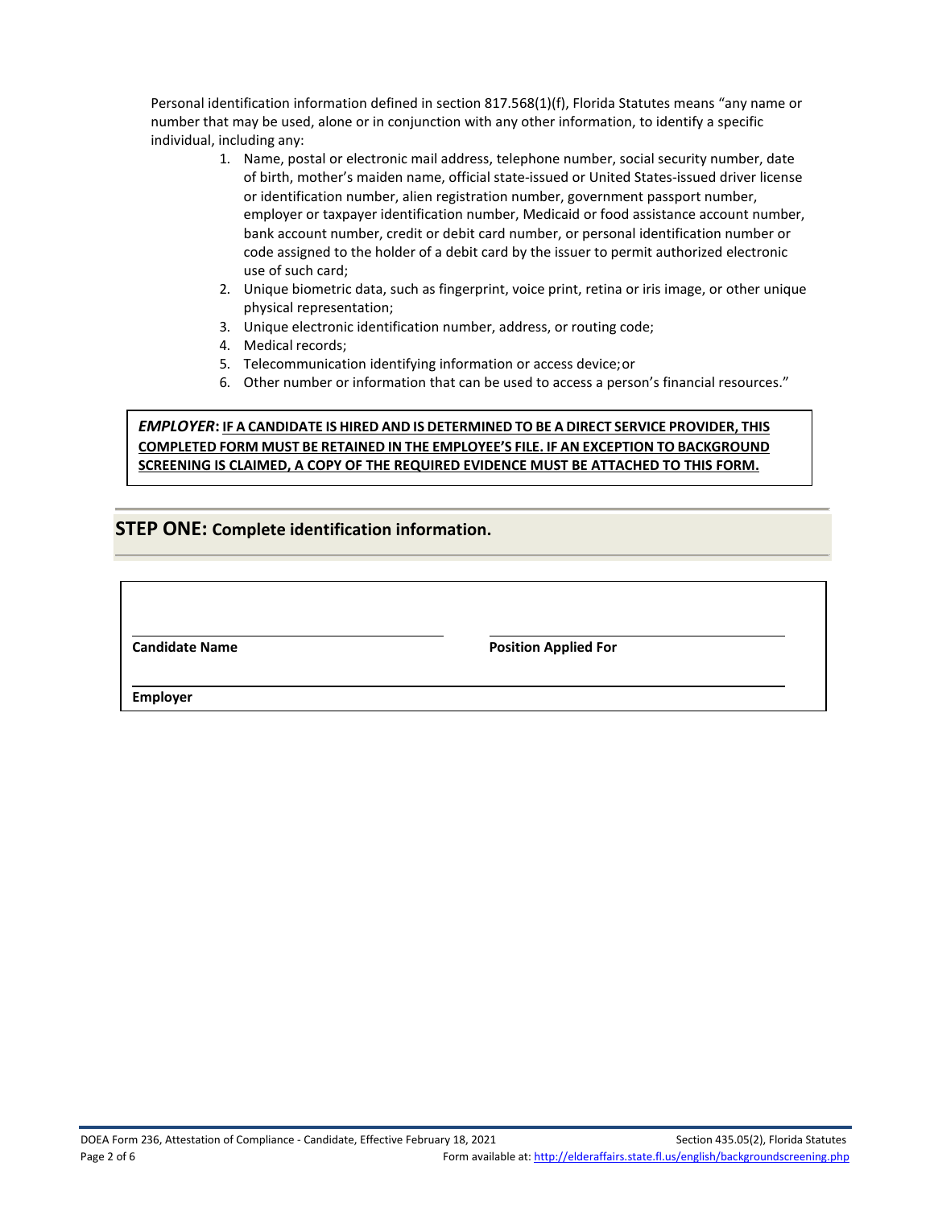Personal identification information defined in section 817.568(1)(f), Florida Statutes means "any name or number that may be used, alone or in conjunction with any other information, to identify a specific individual, including any:

1. Name, postal or electronic mail address, telephone number, social security number, date of birth, mother's maiden name, official state-issued or United States-issued driver license or identification number, alien registration number, government passport number, employer or taxpayer identification number, Medicaid or food assistance account number, bank account number, credit or debit card number, or personal identification number or code assigned to the holder of a debit card by the issuer to permit authorized electronic use of such card;
2. Unique biometric data, such as fingerprint, voice print, retina or iris image, or other unique physical representation;
3. Unique electronic identification number, address, or routing code;
4. Medical records;
5. Telecommunication identifying information or access device; or
6. Other number or information that can be used to access a person's financial resources."

***EMPLOYER*: <u>IF A CANDIDATE IS HIRED AND IS DETERMINED TO BE A DIRECT SERVICE PROVIDER, THIS COMPLETED FORM MUST BE RETAINED IN THE EMPLOYEE'S FILE. IF AN EXCEPTION TO BACKGROUND SCREENING IS CLAIMED, A COPY OF THE REQUIRED EVIDENCE MUST BE ATTACHED TO THIS FORM.</u>**

## STEP ONE: Complete identification information.

| | |
|---|---|
| ______________________________ | ______________________________ |
| **Candidate Name** | **Position Applied For** |
| ______________________________ | |
| **Employer** | |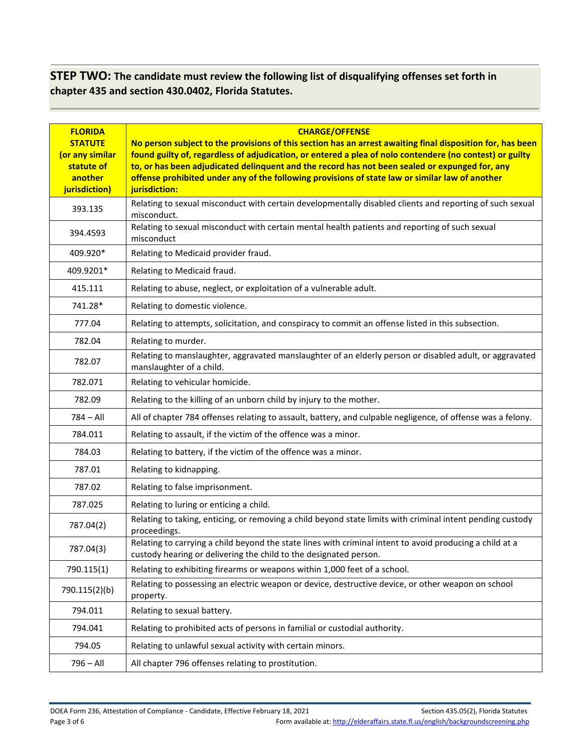## **STEP TWO:** The candidate must review the following list of disqualifying offenses set forth in chapter 435 and section 430.0402, Florida Statutes.

| FLORIDA STATUTE (or any similar statute of another jurisdiction) | CHARGE/OFFENSE No person subject to the provisions of this section has an arrest awaiting final disposition for, has been found guilty of, regardless of adjudication, or entered a plea of nolo contendere (no contest) or guilty to, or has been adjudicated delinquent and the record has not been sealed or expunged for, any offense prohibited under any of the following provisions of state law or similar law of another jurisdiction: |
|---|---|
| 393.135 | Relating to sexual misconduct with certain developmentally disabled clients and reporting of such sexual misconduct. |
| 394.4593 | Relating to sexual misconduct with certain mental health patients and reporting of such sexual misconduct |
| 409.920* | Relating to Medicaid provider fraud. |
| 409.9201* | Relating to Medicaid fraud. |
| 415.111 | Relating to abuse, neglect, or exploitation of a vulnerable adult. |
| 741.28* | Relating to domestic violence. |
| 777.04 | Relating to attempts, solicitation, and conspiracy to commit an offense listed in this subsection. |
| 782.04 | Relating to murder. |
| 782.07 | Relating to manslaughter, aggravated manslaughter of an elderly person or disabled adult, or aggravated manslaughter of a child. |
| 782.071 | Relating to vehicular homicide. |
| 782.09 | Relating to the killing of an unborn child by injury to the mother. |
| 784 – All | All of chapter 784 offenses relating to assault, battery, and culpable negligence, of offense was a felony. |
| 784.011 | Relating to assault, if the victim of the offence was a minor. |
| 784.03 | Relating to battery, if the victim of the offence was a minor. |
| 787.01 | Relating to kidnapping. |
| 787.02 | Relating to false imprisonment. |
| 787.025 | Relating to luring or enticing a child. |
| 787.04(2) | Relating to taking, enticing, or removing a child beyond state limits with criminal intent pending custody proceedings. |
| 787.04(3) | Relating to carrying a child beyond the state lines with criminal intent to avoid producing a child at a custody hearing or delivering the child to the designated person. |
| 790.115(1) | Relating to exhibiting firearms or weapons within 1,000 feet of a school. |
| 790.115(2)(b) | Relating to possessing an electric weapon or device, destructive device, or other weapon on school property. |
| 794.011 | Relating to sexual battery. |
| 794.041 | Relating to prohibited acts of persons in familial or custodial authority. |
| 794.05 | Relating to unlawful sexual activity with certain minors. |
| 796 – All | All chapter 796 offenses relating to prostitution. |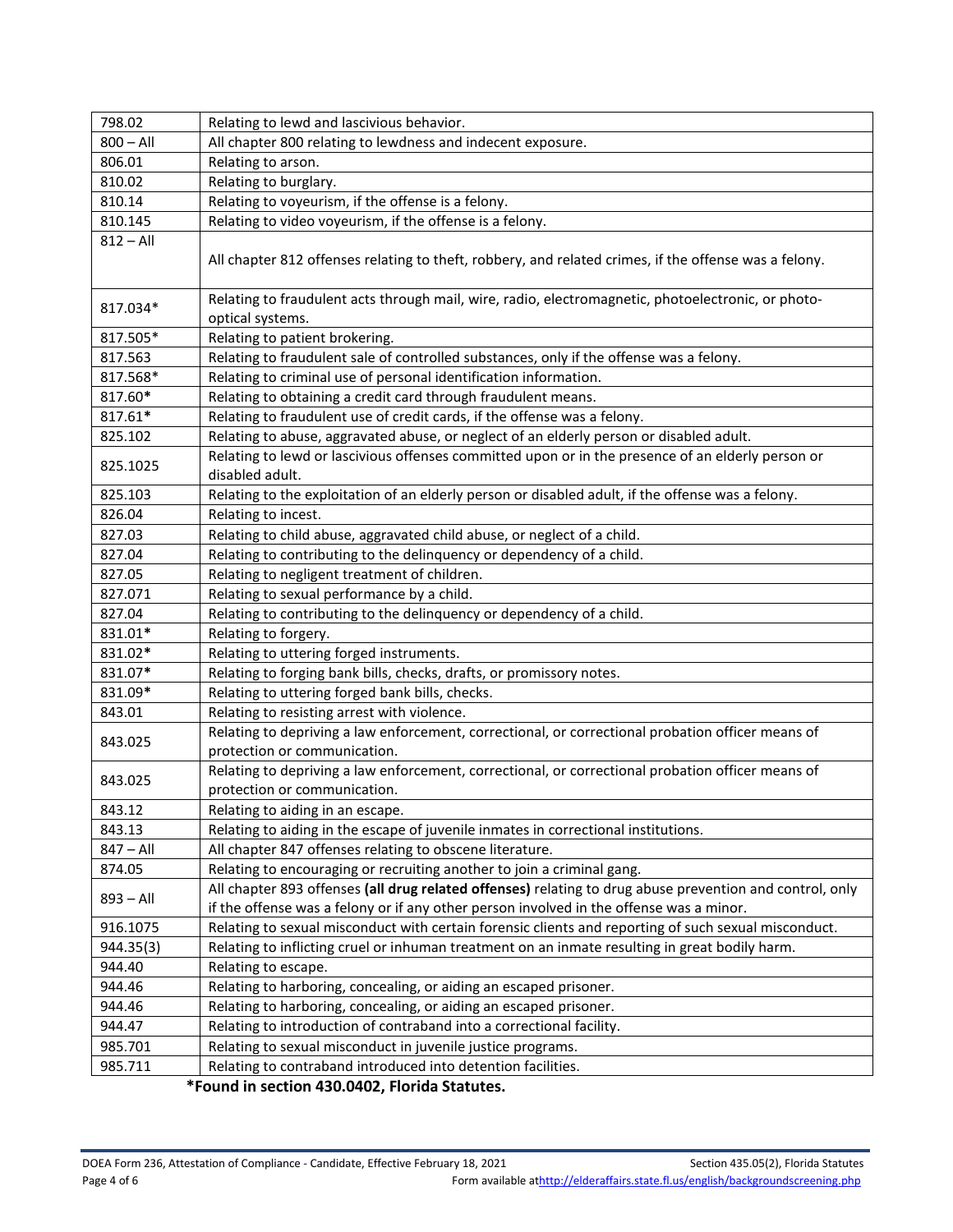| 798.02 | Relating to lewd and lascivious behavior. |
|---|---|
| 800 – All | All chapter 800 relating to lewdness and indecent exposure. |
| 806.01 | Relating to arson. |
| 810.02 | Relating to burglary. |
| 810.14 | Relating to voyeurism, if the offense is a felony. |
| 810.145 | Relating to video voyeurism, if the offense is a felony. |
| 812 – All | All chapter 812 offenses relating to theft, robbery, and related crimes, if the offense was a felony. |
| 817.034* | Relating to fraudulent acts through mail, wire, radio, electromagnetic, photoelectronic, or photo-optical systems. |
| 817.505* | Relating to patient brokering. |
| 817.563 | Relating to fraudulent sale of controlled substances, only if the offense was a felony. |
| 817.568* | Relating to criminal use of personal identification information. |
| 817.60* | Relating to obtaining a credit card through fraudulent means. |
| 817.61* | Relating to fraudulent use of credit cards, if the offense was a felony. |
| 825.102 | Relating to abuse, aggravated abuse, or neglect of an elderly person or disabled adult. |
| 825.1025 | Relating to lewd or lascivious offenses committed upon or in the presence of an elderly person or disabled adult. |
| 825.103 | Relating to the exploitation of an elderly person or disabled adult, if the offense was a felony. |
| 826.04 | Relating to incest. |
| 827.03 | Relating to child abuse, aggravated child abuse, or neglect of a child. |
| 827.04 | Relating to contributing to the delinquency or dependency of a child. |
| 827.05 | Relating to negligent treatment of children. |
| 827.071 | Relating to sexual performance by a child. |
| 827.04 | Relating to contributing to the delinquency or dependency of a child. |
| 831.01* | Relating to forgery. |
| 831.02* | Relating to uttering forged instruments. |
| 831.07* | Relating to forging bank bills, checks, drafts, or promissory notes. |
| 831.09* | Relating to uttering forged bank bills, checks. |
| 843.01 | Relating to resisting arrest with violence. |
| 843.025 | Relating to depriving a law enforcement, correctional, or correctional probation officer means of protection or communication. |
| 843.025 | Relating to depriving a law enforcement, correctional, or correctional probation officer means of protection or communication. |
| 843.12 | Relating to aiding in an escape. |
| 843.13 | Relating to aiding in the escape of juvenile inmates in correctional institutions. |
| 847 – All | All chapter 847 offenses relating to obscene literature. |
| 874.05 | Relating to encouraging or recruiting another to join a criminal gang. |
| 893 – All | All chapter 893 offenses **(all drug related offenses)** relating to drug abuse prevention and control, only if the offense was a felony or if any other person involved in the offense was a minor. |
| 916.1075 | Relating to sexual misconduct with certain forensic clients and reporting of such sexual misconduct. |
| 944.35(3) | Relating to inflicting cruel or inhuman treatment on an inmate resulting in great bodily harm. |
| 944.40 | Relating to escape. |
| 944.46 | Relating to harboring, concealing, or aiding an escaped prisoner. |
| 944.46 | Relating to harboring, concealing, or aiding an escaped prisoner. |
| 944.47 | Relating to introduction of contraband into a correctional facility. |
| 985.701 | Relating to sexual misconduct in juvenile justice programs. |
| 985.711 | Relating to contraband introduced into detention facilities. |

**\*Found in section 430.0402, Florida Statutes.**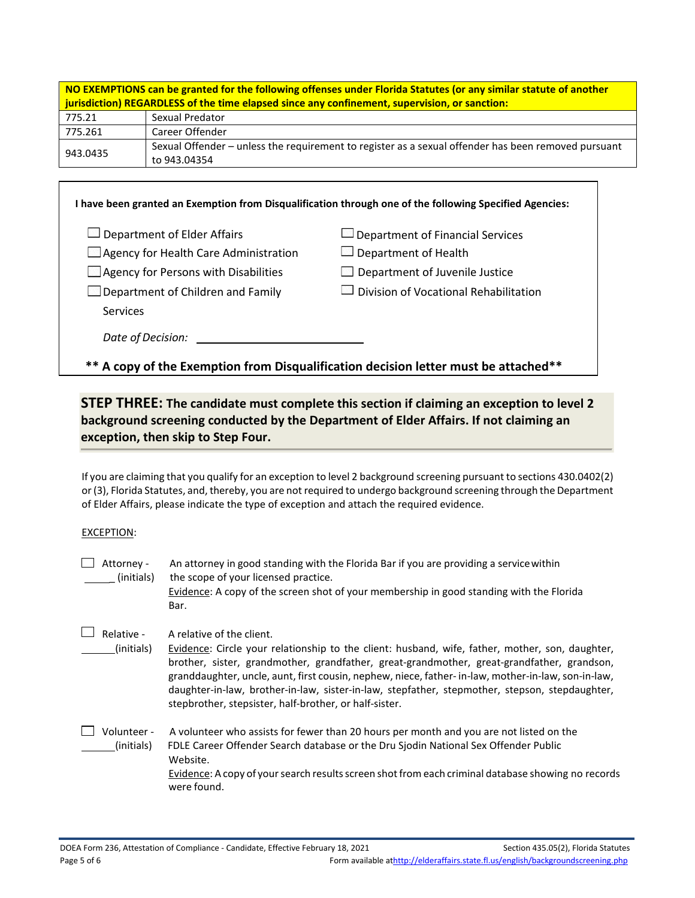| **NO EXEMPTIONS can be granted for the following offenses under Florida Statutes (or any similar statute of another jurisdiction) REGARDLESS of the time elapsed since any confinement, supervision, or sanction:** | |
|---|---|
| 775.21 | Sexual Predator |
| 775.261 | Career Offender |
| 943.0435 | Sexual Offender – unless the requirement to register as a sexual offender has been removed pursuant to 943.04354 |

**I have been granted an Exemption from Disqualification through one of the following Specified Agencies:**

- ☐ Department of Elder Affairs
- ☐ Agency for Health Care Administration
- ☐ Agency for Persons with Disabilities
- ☐ Department of Children and Family Services
- ☐ Department of Financial Services
- ☐ Department of Health
- ☐ Department of Juvenile Justice
- ☐ Division of Vocational Rehabilitation

*Date of Decision:* ______________________________

**** A copy of the Exemption from Disqualification decision letter must be attached****

## STEP THREE: The candidate must complete this section if claiming an exception to level 2 background screening conducted by the Department of Elder Affairs. If not claiming an exception, then skip to Step Four.

If you are claiming that you qualify for an exception to level 2 background screening pursuant to sections 430.0402(2) or (3), Florida Statutes, and, thereby, you are not required to undergo background screening through the Department of Elder Affairs, please indicate the type of exception and attach the required evidence.

EXCEPTION:

☐ Attorney - ______(initials) An attorney in good standing with the Florida Bar if you are providing a service within the scope of your licensed practice.
Evidence: A copy of the screen shot of your membership in good standing with the Florida Bar.

☐ Relative - ______(initials) A relative of the client.
Evidence: Circle your relationship to the client: husband, wife, father, mother, son, daughter, brother, sister, grandmother, grandfather, great-grandmother, great-grandfather, grandson, granddaughter, uncle, aunt, first cousin, nephew, niece, father- in-law, mother-in-law, son-in-law, daughter-in-law, brother-in-law, sister-in-law, stepfather, stepmother, stepson, stepdaughter, stepbrother, stepsister, half-brother, or half-sister.

☐ Volunteer - ______(initials) A volunteer who assists for fewer than 20 hours per month and you are not listed on the FDLE Career Offender Search database or the Dru Sjodin National Sex Offender Public Website.
Evidence: A copy of your search results screen shot from each criminal database showing no records were found.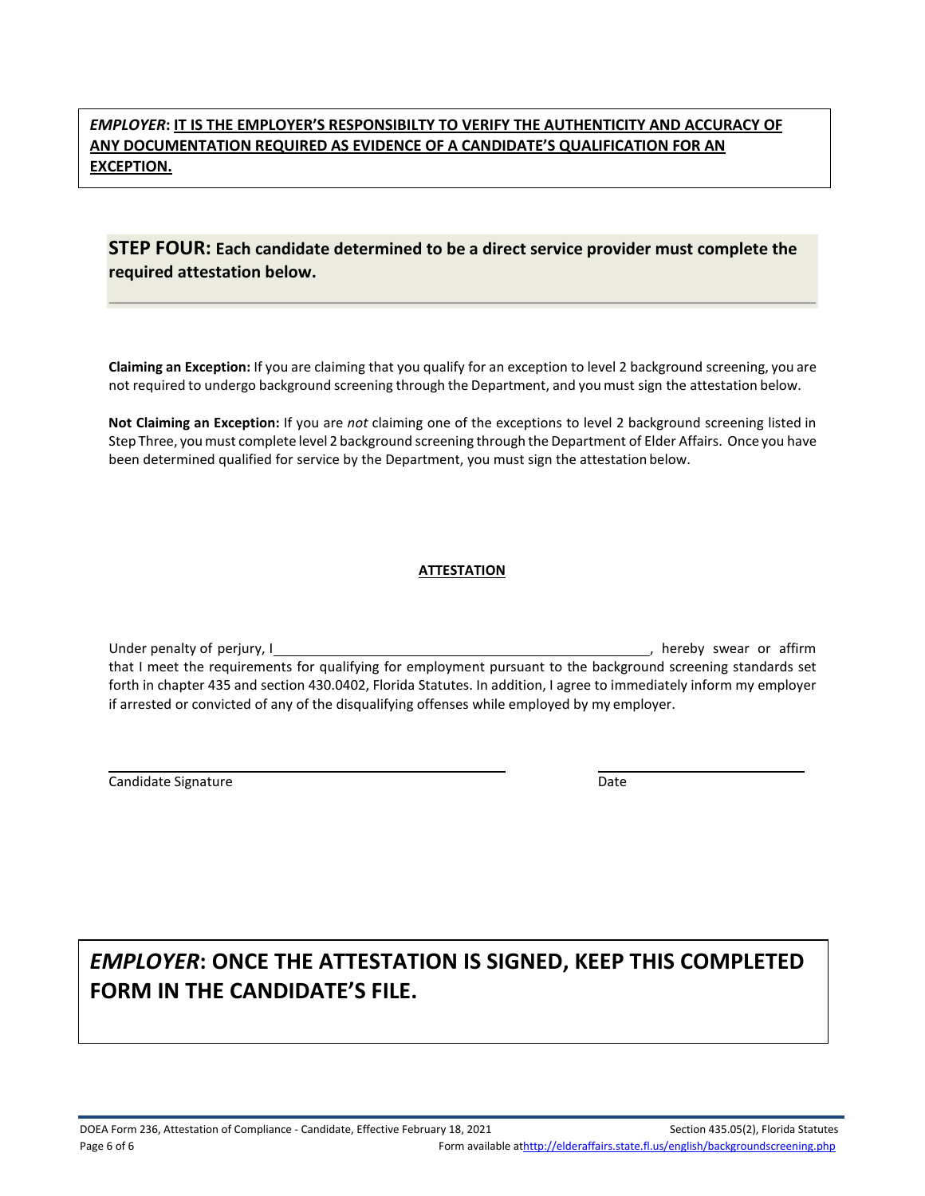***EMPLOYER*: IT IS THE EMPLOYER'S RESPONSIBILTY TO VERIFY THE AUTHENTICITY AND ACCURACY OF ANY DOCUMENTATION REQUIRED AS EVIDENCE OF A CANDIDATE'S QUALIFICATION FOR AN EXCEPTION.**

## STEP FOUR: Each candidate determined to be a direct service provider must complete the required attestation below.

**Claiming an Exception:** If you are claiming that you qualify for an exception to level 2 background screening, you are not required to undergo background screening through the Department, and you must sign the attestation below.

**Not Claiming an Exception:** If you are *not* claiming one of the exceptions to level 2 background screening listed in Step Three, you must complete level 2 background screening through the Department of Elder Affairs. Once you have been determined qualified for service by the Department, you must sign the attestation below.

### ATTESTATION

Under penalty of perjury, I ______________________________________________, hereby swear or affirm that I meet the requirements for qualifying for employment pursuant to the background screening standards set forth in chapter 435 and section 430.0402, Florida Statutes. In addition, I agree to immediately inform my employer if arrested or convicted of any of the disqualifying offenses while employed by my employer.

______________________________________________ Candidate Signature

_________________________ Date

## *EMPLOYER*: ONCE THE ATTESTATION IS SIGNED, KEEP THIS COMPLETED FORM IN THE CANDIDATE'S FILE.

DOEA Form 236, Attestation of Compliance - Candidate, Effective February 18, 2021

Section 435.05(2), Florida Statutes

Form available at http://elderaffairs.state.fl.us/english/backgroundscreening.php